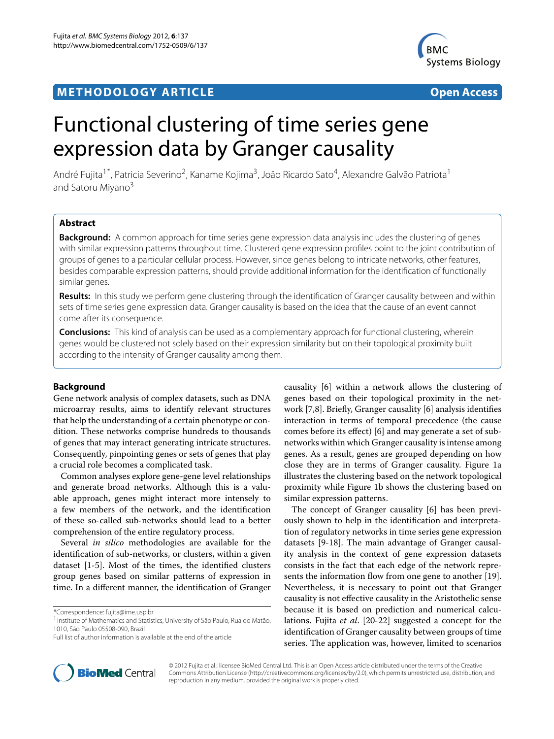METHODOLOGY ARTICLE

Open Access

# Functional clustering of time series gene expression data by Granger causality

André Fujita[1*], Patricia Severino[2], Kaname Kojima[3], João Ricardo Sato[4], Alexandre Galvão Patriota[1] and Satoru Miyano[3]

## Abstract

**Background:** A common approach for time series gene expression data analysis includes the clustering of genes with similar expression patterns throughout time. Clustered gene expression profiles point to the joint contribution of groups of genes to a particular cellular process. However, since genes belong to intricate networks, other features, besides comparable expression patterns, should provide additional information for the identification of functionally similar genes.

**Results:** In this study we perform gene clustering through the identification of Granger causality between and within sets of time series gene expression data. Granger causality is based on the idea that the cause of an event cannot come after its consequence.

**Conclusions:** This kind of analysis can be used as a complementary approach for functional clustering, wherein genes would be clustered not solely based on their expression similarity but on their topological proximity built according to the intensity of Granger causality among them.

## Background

Gene network analysis of complex datasets, such as DNA microarray results, aims to identify relevant structures that help the understanding of a certain phenotype or condition. These networks comprise hundreds to thousands of genes that may interact generating intricate structures. Consequently, pinpointing genes or sets of genes that play a crucial role becomes a complicated task.

Common analyses explore gene-gene level relationships and generate broad networks. Although this is a valuable approach, genes might interact more intensely to a few members of the network, and the identification of these so-called sub-networks should lead to a better comprehension of the entire regulatory process.

Several *in silico* methodologies are available for the identification of sub-networks, or clusters, within a given dataset [1-5]. Most of the times, the identified clusters group genes based on similar patterns of expression in time. In a different manner, the identification of Granger causality [6] within a network allows the clustering of genes based on their topological proximity in the network [7,8]. Briefly, Granger causality [6] analysis identifies interaction in terms of temporal precedence (the cause comes before its effect) [6] and may generate a set of subnetworks within which Granger causality is intense among genes. As a result, genes are grouped depending on how close they are in terms of Granger causality. Figure 1a illustrates the clustering based on the network topological proximity while Figure 1b shows the clustering based on similar expression patterns.

The concept of Granger causality [6] has been previously shown to help in the identification and interpretation of regulatory networks in time series gene expression datasets [9-18]. The main advantage of Granger causality analysis in the context of gene expression datasets consists in the fact that each edge of the network represents the information flow from one gene to another [19]. Nevertheless, it is necessary to point out that Granger causality is not effective causality in the Aristothelic sense because it is based on prediction and numerical calculations. Fujita *et al*. [20-22] suggested a concept for the identification of Granger causality between groups of time series. The application was, however, limited to scenarios

*Correspondence: fujita@ime.usp.br
[1] Institute of Mathematics and Statistics, University of São Paulo, Rua do Matão, 1010, São Paulo 05508-090, Brazil
Full list of author information is available at the end of the article

© 2012 Fujita et al.; licensee BioMed Central Ltd. This is an Open Access article distributed under the terms of the Creative Commons Attribution License (http://creativecommons.org/licenses/by/2.0), which permits unrestricted use, distribution, and reproduction in any medium, provided the original work is properly cited.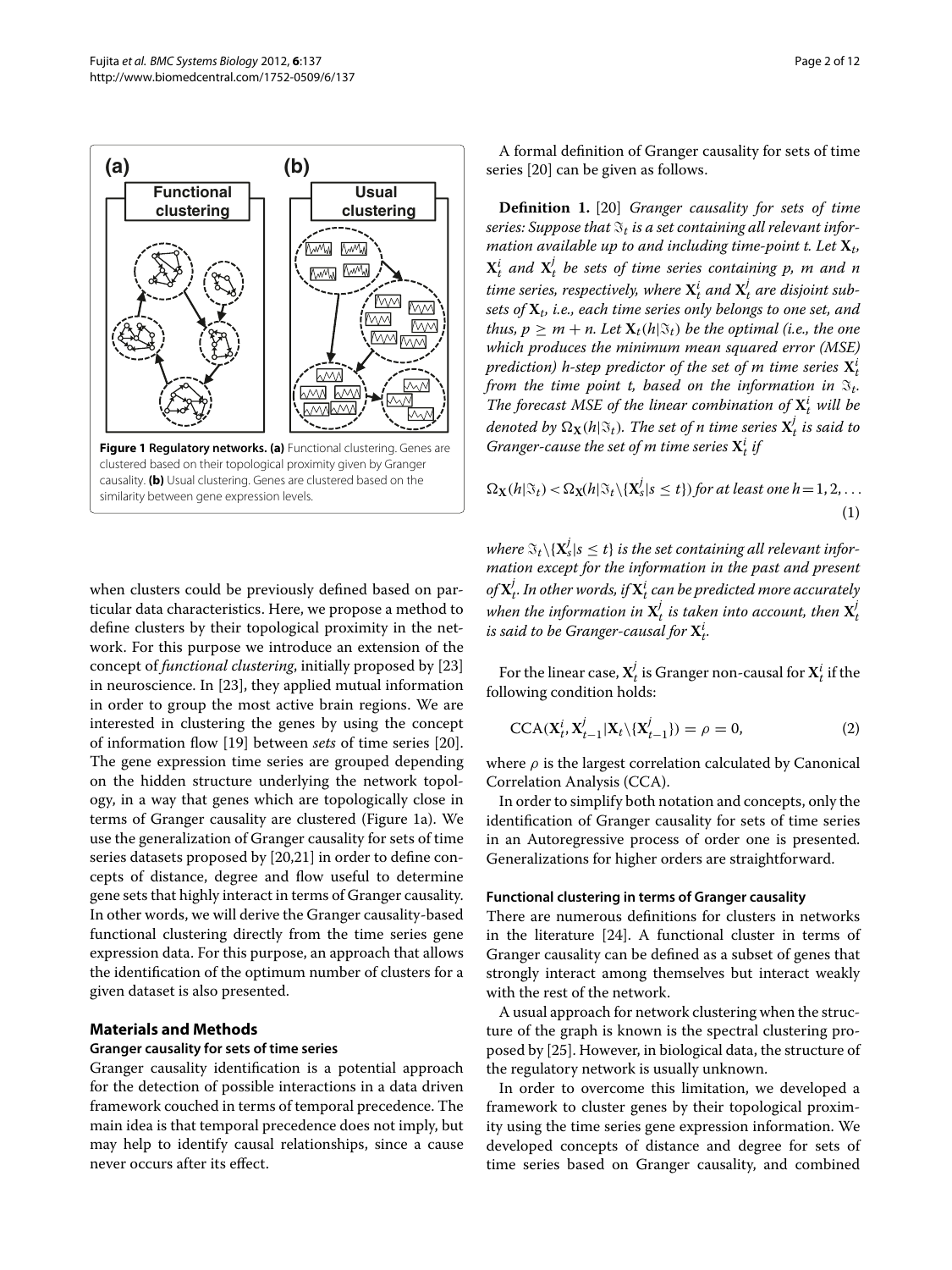Figure 1 **Regulatory networks. (a)** Functional clustering. Genes are clustered based on their topological proximity given by Granger causality. **(b)** Usual clustering. Genes are clustered based on the similarity between gene expression levels.

when clusters could be previously defined based on particular data characteristics. Here, we propose a method to define clusters by their topological proximity in the network. For this purpose we introduce an extension of the concept of *functional clustering*, initially proposed by [23] in neuroscience. In [23], they applied mutual information in order to group the most active brain regions. We are interested in clustering the genes by using the concept of information flow [19] between *sets* of time series [20]. The gene expression time series are grouped depending on the hidden structure underlying the network topology, in a way that genes which are topologically close in terms of Granger causality are clustered (Figure 1a). We use the generalization of Granger causality for sets of time series datasets proposed by [20,21] in order to define concepts of distance, degree and flow useful to determine gene sets that highly interact in terms of Granger causality. In other words, we will derive the Granger causality-based functional clustering directly from the time series gene expression data. For this purpose, an approach that allows the identification of the optimum number of clusters for a given dataset is also presented.

## Materials and Methods

### Granger causality for sets of time series

Granger causality identification is a potential approach for the detection of possible interactions in a data driven framework couched in terms of temporal precedence. The main idea is that temporal precedence does not imply, but may help to identify causal relationships, since a cause never occurs after its effect.

A formal definition of Granger causality for sets of time series [20] can be given as follows.

**Definition 1.** [20] *Granger causality for sets of time series: Suppose that $\Im_t$ is a set containing all relevant information available up to and including time-point t. Let $\mathbf{X}_t$, $\mathbf{X}_t^i$ and $\mathbf{X}_t^j$ be sets of time series containing p, m and n time series, respectively, where $\mathbf{X}_t^i$ and $\mathbf{X}_t^j$ are disjoint subsets of $\mathbf{X}_t$, i.e., each time series only belongs to one set, and thus, $p \geq m + n$. Let $\mathbf{X}_t(h|\Im_t)$ be the optimal (i.e., the one which produces the minimum mean squared error (MSE) prediction) h-step predictor of the set of m time series $\mathbf{X}_t^i$ from the time point t, based on the information in $\Im_t$. The forecast MSE of the linear combination of $\mathbf{X}_t^i$ will be denoted by $\Omega_{\mathbf{X}}(h|\Im_t)$. The set of n time series $\mathbf{X}_t^j$ is said to Granger-cause the set of m time series $\mathbf{X}_t^i$ if*

$$\Omega_{\mathbf{X}}(h|\Im_t) < \Omega_{\mathbf{X}}(h|\Im_t \setminus \{\mathbf{X}_s^j | s \leq t\}) \text{ for at least one } h = 1, 2, \ldots \tag{1}$$

*where $\Im_t \setminus \{\mathbf{X}_s^j | s \leq t\}$ is the set containing all relevant information except for the information in the past and present of $\mathbf{X}_t^j$. In other words, if $\mathbf{X}_t^i$ can be predicted more accurately when the information in $\mathbf{X}_t^j$ is taken into account, then $\mathbf{X}_t^j$ is said to be Granger-causal for $\mathbf{X}_t^i$.*

For the linear case, $\mathbf{X}_t^j$ is Granger non-causal for $\mathbf{X}_t^i$ if the following condition holds:

$$\mathrm{CCA}(\mathbf{X}_t^i, \mathbf{X}_{t-1}^j | \mathbf{X}_t \setminus \{\mathbf{X}_{t-1}^j\}) = \rho = 0, \tag{2}$$

where $\rho$ is the largest correlation calculated by Canonical Correlation Analysis (CCA).

In order to simplify both notation and concepts, only the identification of Granger causality for sets of time series in an Autoregressive process of order one is presented. Generalizations for higher orders are straightforward.

### Functional clustering in terms of Granger causality

There are numerous definitions for clusters in networks in the literature [24]. A functional cluster in terms of Granger causality can be defined as a subset of genes that strongly interact among themselves but interact weakly with the rest of the network.

A usual approach for network clustering when the structure of the graph is known is the spectral clustering proposed by [25]. However, in biological data, the structure of the regulatory network is usually unknown.

In order to overcome this limitation, we developed a framework to cluster genes by their topological proximity using the time series gene expression information. We developed concepts of distance and degree for sets of time series based on Granger causality, and combined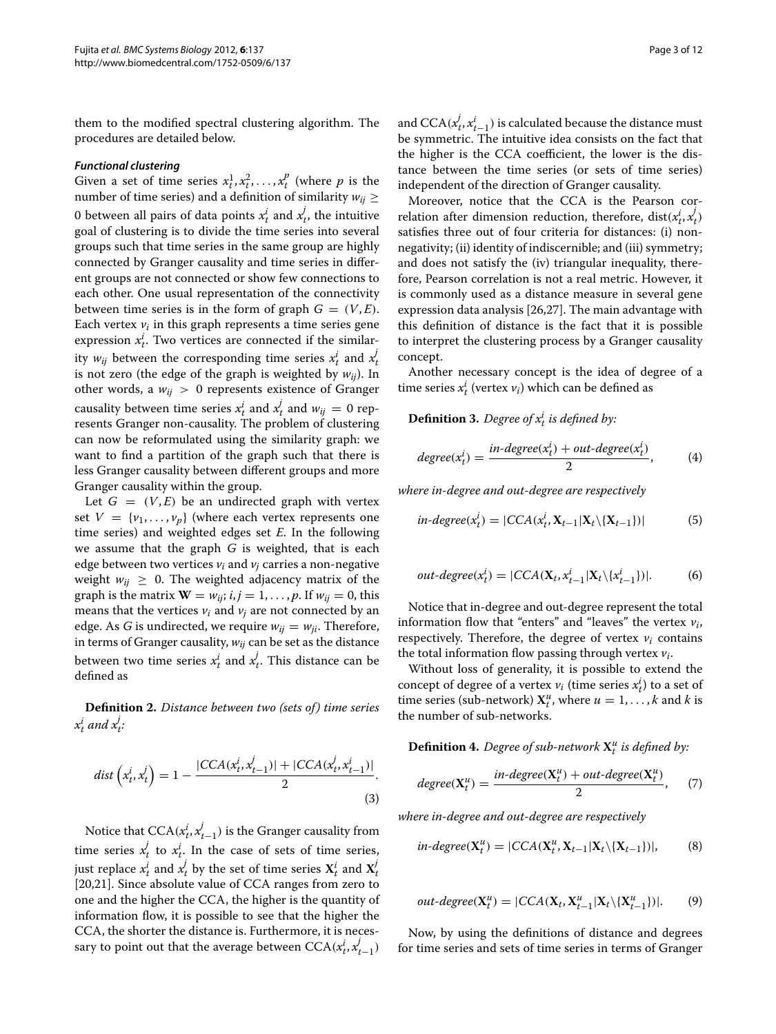them to the modified spectral clustering algorithm. The procedures are detailed below.

#### *Functional clustering*

Given a set of time series $x_t^1, x_t^2, \ldots, x_t^p$ (where $p$ is the number of time series) and a definition of similarity $w_{ij} \geq 0$ between all pairs of data points $x_t^i$ and $x_t^j$, the intuitive goal of clustering is to divide the time series into several groups such that time series in the same group are highly connected by Granger causality and time series in different groups are not connected or show few connections to each other. One usual representation of the connectivity between time series is in the form of graph $G = (V, E)$. Each vertex $v_i$ in this graph represents a time series gene expression $x_t^i$. Two vertices are connected if the similarity $w_{ij}$ between the corresponding time series $x_t^i$ and $x_t^j$ is not zero (the edge of the graph is weighted by $w_{ij}$). In other words, a $w_{ij} > 0$ represents existence of Granger causality between time series $x_t^i$ and $x_t^j$ and $w_{ij} = 0$ represents Granger non-causality. The problem of clustering can now be reformulated using the similarity graph: we want to find a partition of the graph such that there is less Granger causality between different groups and more Granger causality within the group.

Let $G = (V, E)$ be an undirected graph with vertex set $V = \{v_1, \ldots, v_p\}$ (where each vertex represents one time series) and weighted edges set $E$. In the following we assume that the graph $G$ is weighted, that is each edge between two vertices $v_i$ and $v_j$ carries a non-negative weight $w_{ij} \geq 0$. The weighted adjacency matrix of the graph is the matrix $\mathbf{W} = w_{ij}; i, j = 1, \ldots, p$. If $w_{ij} = 0$, this means that the vertices $v_i$ and $v_j$ are not connected by an edge. As $G$ is undirected, we require $w_{ij} = w_{ji}$. Therefore, in terms of Granger causality, $w_{ij}$ can be set as the distance between two time series $x_t^i$ and $x_t^j$. This distance can be defined as

**Definition 2.** *Distance between two (sets of) time series $x_t^i$ and $x_t^j$:*

$$dist\left(x_t^i, x_t^j\right) = 1 - \frac{|CCA(x_t^i, x_{t-1}^j)| + |CCA(x_t^j, x_{t-1}^i)|}{2}. \tag{3}$$

Notice that $\text{CCA}(x_t^i, x_{t-1}^j)$ is the Granger causality from time series $x_t^j$ to $x_t^i$. In the case of sets of time series, just replace $x_t^i$ and $x_t^j$ by the set of time series $\mathbf{X}_t^i$ and $\mathbf{X}_t^j$ [20,21]. Since absolute value of CCA ranges from zero to one and the higher the CCA, the higher is the quantity of information flow, it is possible to see that the higher the CCA, the shorter the distance is. Furthermore, it is necessary to point out that the average between $\text{CCA}(x_t^i, x_{t-1}^j)$ and $\text{CCA}(x_t^j, x_{t-1}^i)$ is calculated because the distance must be symmetric. The intuitive idea consists on the fact that the higher is the CCA coefficient, the lower is the distance between the time series (or sets of time series) independent of the direction of Granger causality.

Moreover, notice that the CCA is the Pearson correlation after dimension reduction, therefore, $\text{dist}(x_t^i, x_t^j)$ satisfies three out of four criteria for distances: (i) non-negativity; (ii) identity of indiscernible; and (iii) symmetry; and does not satisfy the (iv) triangular inequality, therefore, Pearson correlation is not a real metric. However, it is commonly used as a distance measure in several gene expression data analysis [26,27]. The main advantage with this definition of distance is the fact that it is possible to interpret the clustering process by a Granger causality concept.

Another necessary concept is the idea of degree of a time series $x_t^i$ (vertex $v_i$) which can be defined as

**Definition 3.** *Degree of $x_t^i$ is defined by:*

$$degree(x_t^i) = \frac{in\text{-}degree(x_t^i) + out\text{-}degree(x_t^i)}{2}, \tag{4}$$

*where in-degree and out-degree are respectively*

$$in\text{-}degree(x_t^i) = |CCA(x_t^i, \mathbf{X}_{t-1}|\mathbf{X}_t \backslash \{\mathbf{X}_{t-1}\})| \tag{5}$$

$$out\text{-}degree(x_t^i) = |CCA(\mathbf{X}_t, x_{t-1}^i|\mathbf{X}_t \backslash \{x_{t-1}^i\})|. \tag{6}$$

Notice that in-degree and out-degree represent the total information flow that "enters" and "leaves" the vertex $v_i$, respectively. Therefore, the degree of vertex $v_i$ contains the total information flow passing through vertex $v_i$.

Without loss of generality, it is possible to extend the concept of degree of a vertex $v_i$ (time series $x_t^i$) to a set of time series (sub-network) $\mathbf{X}_t^u$, where $u = 1, \ldots, k$ and $k$ is the number of sub-networks.

**Definition 4.** *Degree of sub-network $\mathbf{X}_t^u$ is defined by:*

$$degree(\mathbf{X}_t^u) = \frac{in\text{-}degree(\mathbf{X}_t^u) + out\text{-}degree(\mathbf{X}_t^u)}{2}, \tag{7}$$

*where in-degree and out-degree are respectively*

$$in\text{-}degree(\mathbf{X}_t^u) = |CCA(\mathbf{X}_t^u, \mathbf{X}_{t-1}|\mathbf{X}_t \backslash \{\mathbf{X}_{t-1}\})|, \tag{8}$$

$$out\text{-}degree(\mathbf{X}_t^u) = |CCA(\mathbf{X}_t, \mathbf{X}_{t-1}^u|\mathbf{X}_t \backslash \{\mathbf{X}_{t-1}^u\})|. \tag{9}$$

Now, by using the definitions of distance and degrees for time series and sets of time series in terms of Granger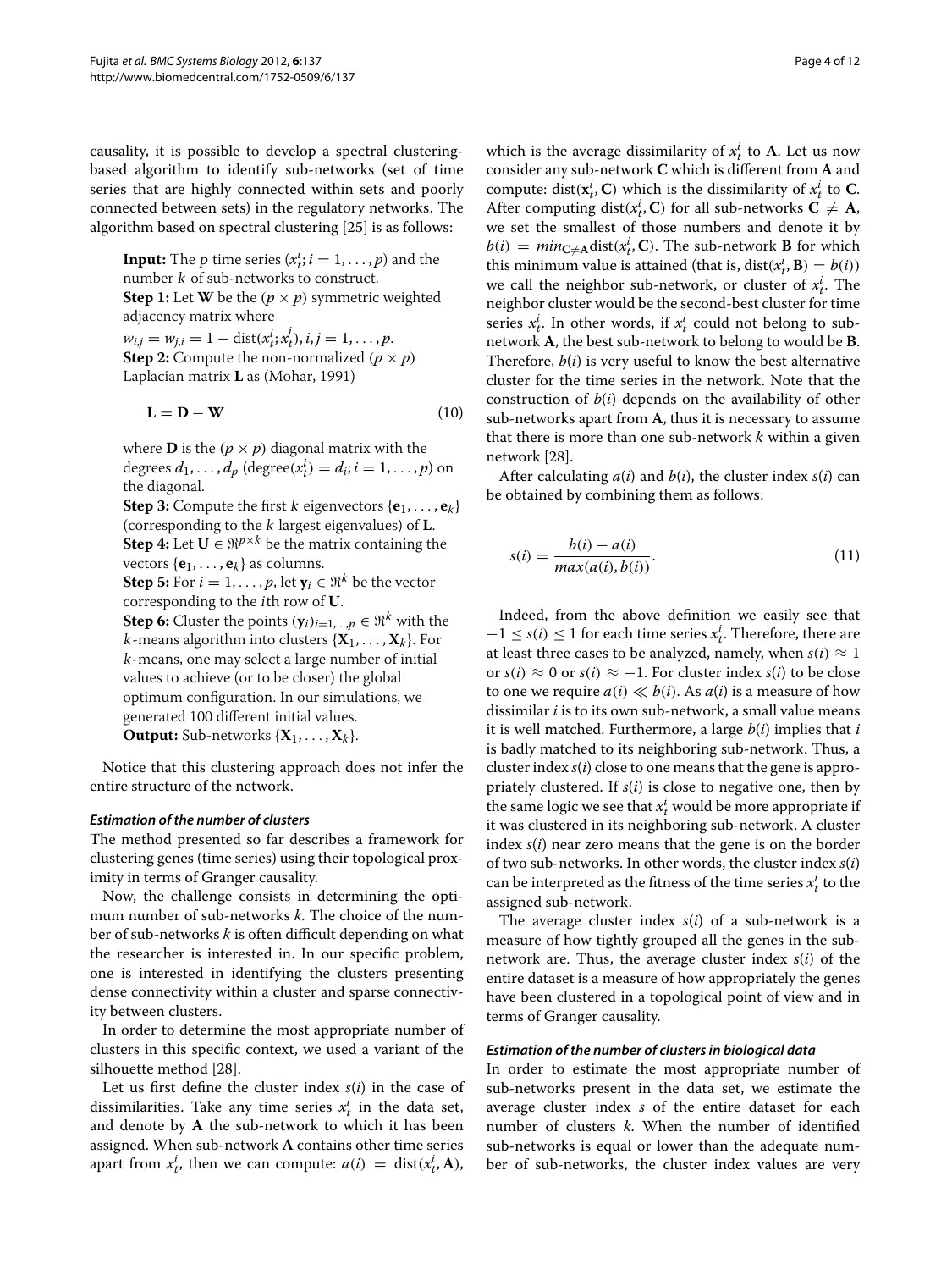causality, it is possible to develop a spectral clustering-based algorithm to identify sub-networks (set of time series that are highly connected within sets and poorly connected between sets) in the regulatory networks. The algorithm based on spectral clustering [25] is as follows:

> **Input:** The $p$ time series ($x_t^i; i = 1, \ldots, p$) and the number $k$ of sub-networks to construct.
> **Step 1:** Let $\mathbf{W}$ be the ($p \times p$) symmetric weighted adjacency matrix where
> $w_{i,j} = w_{j,i} = 1 - \text{dist}(x_t^i; x_t^j), i, j = 1, \ldots, p.$
> **Step 2:** Compute the non-normalized ($p \times p$) Laplacian matrix $\mathbf{L}$ as (Mohar, 1991)
>
> $$\mathbf{L} = \mathbf{D} - \mathbf{W} \tag{10}$$
>
> where $\mathbf{D}$ is the ($p \times p$) diagonal matrix with the degrees $d_1, \ldots, d_p$ (degree($x_t^i$) $= d_i; i = 1, \ldots, p$) on the diagonal.
> **Step 3:** Compute the first $k$ eigenvectors $\{\mathbf{e}_1, \ldots, \mathbf{e}_k\}$ (corresponding to the $k$ largest eigenvalues) of $\mathbf{L}$.
> **Step 4:** Let $\mathbf{U} \in \Re^{p \times k}$ be the matrix containing the vectors $\{\mathbf{e}_1, \ldots, \mathbf{e}_k\}$ as columns.
> **Step 5:** For $i = 1, \ldots, p$, let $\mathbf{y}_i \in \Re^k$ be the vector corresponding to the $i$th row of $\mathbf{U}$.
> **Step 6:** Cluster the points $(\mathbf{y}_i)_{i=1,\ldots,p} \in \Re^k$ with the $k$-means algorithm into clusters $\{\mathbf{X}_1, \ldots, \mathbf{X}_k\}$. For $k$-means, one may select a large number of initial values to achieve (or to be closer) the global optimum configuration. In our simulations, we generated 100 different initial values.
> **Output:** Sub-networks $\{\mathbf{X}_1, \ldots, \mathbf{X}_k\}$.

Notice that this clustering approach does not infer the entire structure of the network.

#### *Estimation of the number of clusters*

The method presented so far describes a framework for clustering genes (time series) using their topological proximity in terms of Granger causality.

Now, the challenge consists in determining the optimum number of sub-networks $k$. The choice of the number of sub-networks $k$ is often difficult depending on what the researcher is interested in. In our specific problem, one is interested in identifying the clusters presenting dense connectivity within a cluster and sparse connectivity between clusters.

In order to determine the most appropriate number of clusters in this specific context, we used a variant of the silhouette method [28].

Let us first define the cluster index $s(i)$ in the case of dissimilarities. Take any time series $x_t^i$ in the data set, and denote by $\mathbf{A}$ the sub-network to which it has been assigned. When sub-network $\mathbf{A}$ contains other time series apart from $x_t^i$, then we can compute: $a(i) = \text{dist}(x_t^i, \mathbf{A})$, which is the average dissimilarity of $x_t^i$ to $\mathbf{A}$. Let us now consider any sub-network $\mathbf{C}$ which is different from $\mathbf{A}$ and compute: $\text{dist}(\mathbf{x}_t^i, \mathbf{C})$ which is the dissimilarity of $x_t^i$ to $\mathbf{C}$. After computing $\text{dist}(x_t^i, \mathbf{C})$ for all sub-networks $\mathbf{C} \neq \mathbf{A}$, we set the smallest of those numbers and denote it by $b(i) = min_{\mathbf{C} \neq \mathbf{A}} \text{dist}(x_t^i, \mathbf{C})$. The sub-network $\mathbf{B}$ for which this minimum value is attained (that is, $\text{dist}(x_t^i, \mathbf{B}) = b(i)$) we call the neighbor sub-network, or cluster of $x_t^i$. The neighbor cluster would be the second-best cluster for time series $x_t^i$. In other words, if $x_t^i$ could not belong to sub-network $\mathbf{A}$, the best sub-network to belong to would be $\mathbf{B}$. Therefore, $b(i)$ is very useful to know the best alternative cluster for the time series in the network. Note that the construction of $b(i)$ depends on the availability of other sub-networks apart from $\mathbf{A}$, thus it is necessary to assume that there is more than one sub-network $k$ within a given network [28].

After calculating $a(i)$ and $b(i)$, the cluster index $s(i)$ can be obtained by combining them as follows:

$$s(i) = \frac{b(i) - a(i)}{max(a(i), b(i))}. \tag{11}$$

Indeed, from the above definition we easily see that $-1 \leq s(i) \leq 1$ for each time series $x_t^i$. Therefore, there are at least three cases to be analyzed, namely, when $s(i) \approx 1$ or $s(i) \approx 0$ or $s(i) \approx -1$. For cluster index $s(i)$ to be close to one we require $a(i) \ll b(i)$. As $a(i)$ is a measure of how dissimilar $i$ is to its own sub-network, a small value means it is well matched. Furthermore, a large $b(i)$ implies that $i$ is badly matched to its neighboring sub-network. Thus, a cluster index $s(i)$ close to one means that the gene is appropriately clustered. If $s(i)$ is close to negative one, then by the same logic we see that $x_t^i$ would be more appropriate if it was clustered in its neighboring sub-network. A cluster index $s(i)$ near zero means that the gene is on the border of two sub-networks. In other words, the cluster index $s(i)$ can be interpreted as the fitness of the time series $x_t^i$ to the assigned sub-network.

The average cluster index $s(i)$ of a sub-network is a measure of how tightly grouped all the genes in the sub-network are. Thus, the average cluster index $s(i)$ of the entire dataset is a measure of how appropriately the genes have been clustered in a topological point of view and in terms of Granger causality.

#### *Estimation of the number of clusters in biological data*

In order to estimate the most appropriate number of sub-networks present in the data set, we estimate the average cluster index $s$ of the entire dataset for each number of clusters $k$. When the number of identified sub-networks is equal or lower than the adequate number of sub-networks, the cluster index values are very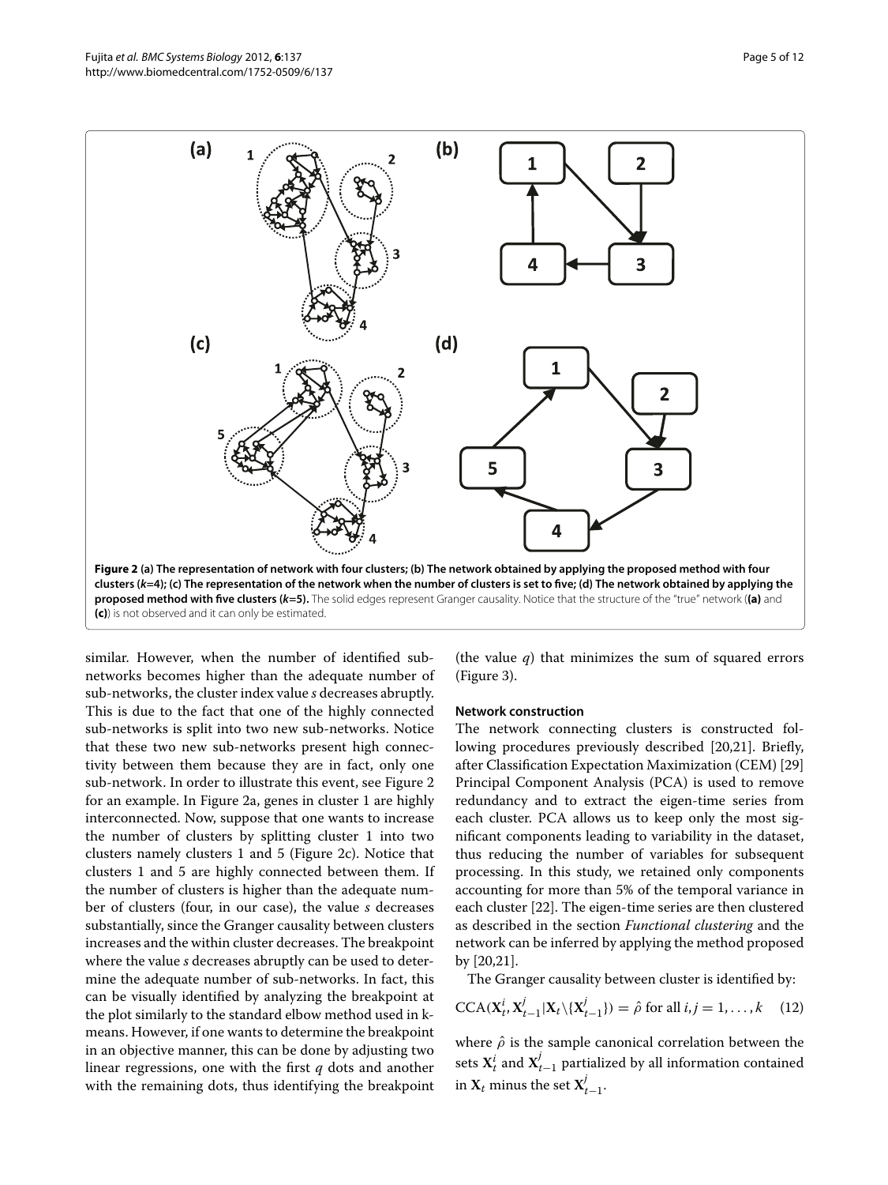**Figure 2** **(a) The representation of network with four clusters; (b) The network obtained by applying the proposed method with four clusters (*k*=4); (c) The representation of the network when the number of clusters is set to five; (d) The network obtained by applying the proposed method with five clusters (*k*=5).** The solid edges represent Granger causality. Notice that the structure of the "true" network (**(a)** and **(c)**) is not observed and it can only be estimated.

similar. However, when the number of identified sub-networks becomes higher than the adequate number of sub-networks, the cluster index value $s$ decreases abruptly. This is due to the fact that one of the highly connected sub-networks is split into two new sub-networks. Notice that these two new sub-networks present high connectivity between them because they are in fact, only one sub-network. In order to illustrate this event, see Figure 2 for an example. In Figure 2a, genes in cluster 1 are highly interconnected. Now, suppose that one wants to increase the number of clusters by splitting cluster 1 into two clusters namely clusters 1 and 5 (Figure 2c). Notice that clusters 1 and 5 are highly connected between them. If the number of clusters is higher than the adequate number of clusters (four, in our case), the value $s$ decreases substantially, since the Granger causality between clusters increases and the within cluster decreases. The breakpoint where the value $s$ decreases abruptly can be used to determine the adequate number of sub-networks. In fact, this can be visually identified by analyzing the breakpoint at the plot similarly to the standard elbow method used in k-means. However, if one wants to determine the breakpoint in an objective manner, this can be done by adjusting two linear regressions, one with the first $q$ dots and another with the remaining dots, thus identifying the breakpoint (the value $q$) that minimizes the sum of squared errors (Figure 3).

#### Network construction

The network connecting clusters is constructed following procedures previously described [20,21]. Briefly, after Classification Expectation Maximization (CEM) [29] Principal Component Analysis (PCA) is used to remove redundancy and to extract the eigen-time series from each cluster. PCA allows us to keep only the most significant components leading to variability in the dataset, thus reducing the number of variables for subsequent processing. In this study, we retained only components accounting for more than 5% of the temporal variance in each cluster [22]. The eigen-time series are then clustered as described in the section *Functional clustering* and the network can be inferred by applying the method proposed by [20,21].

The Granger causality between cluster is identified by:

$$\mathrm{CCA}(\mathbf{X}_t^i, \mathbf{X}_{t-1}^j | \mathbf{X}_t \backslash \{\mathbf{X}_{t-1}^j\}) = \hat{\rho} \text{ for all } i, j = 1, \ldots, k \quad (12)$$

where $\hat{\rho}$ is the sample canonical correlation between the sets $\mathbf{X}_t^i$ and $\mathbf{X}_{t-1}^j$ partialized by all information contained in $\mathbf{X}_t$ minus the set $\mathbf{X}_{t-1}^j$.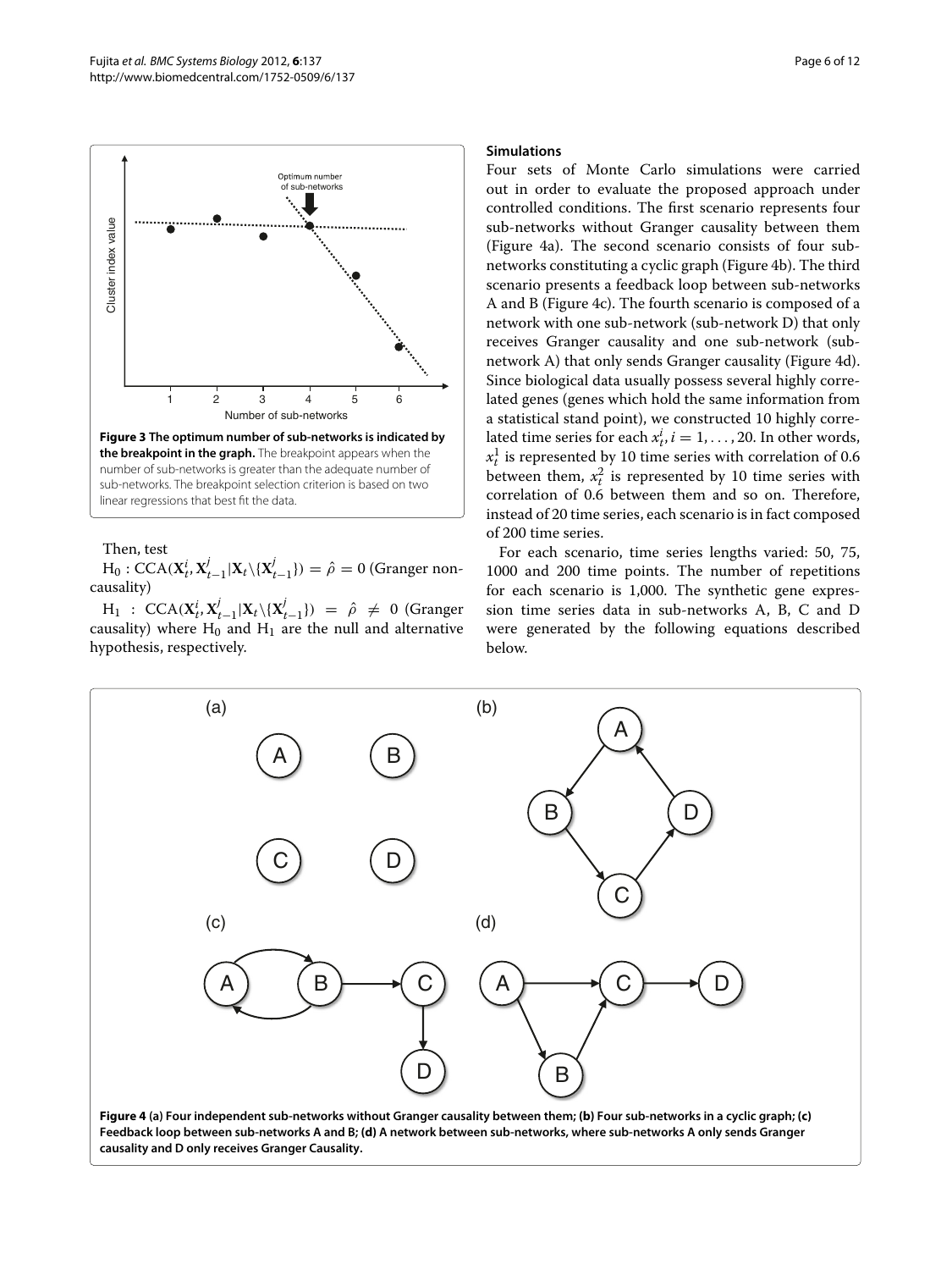**Figure 3 The optimum number of sub-networks is indicated by the breakpoint in the graph.** The breakpoint appears when the number of sub-networks is greater than the adequate number of sub-networks. The breakpoint selection criterion is based on two linear regressions that best fit the data.

Then, test

$H_0 : \mathrm{CCA}(\mathbf{X}_t^i, \mathbf{X}_{t-1}^j | \mathbf{X}_t \backslash \{\mathbf{X}_{t-1}^j\}) = \hat{\rho} = 0$ (Granger non-causality)

$H_1 : \mathrm{CCA}(\mathbf{X}_t^i, \mathbf{X}_{t-1}^j | \mathbf{X}_t \backslash \{\mathbf{X}_{t-1}^j\}) = \hat{\rho} \neq 0$ (Granger causality) where $H_0$ and $H_1$ are the null and alternative hypothesis, respectively.

### Simulations

Four sets of Monte Carlo simulations were carried out in order to evaluate the proposed approach under controlled conditions. The first scenario represents four sub-networks without Granger causality between them (Figure 4a). The second scenario consists of four sub-networks constituting a cyclic graph (Figure 4b). The third scenario presents a feedback loop between sub-networks A and B (Figure 4c). The fourth scenario is composed of a network with one sub-network (sub-network D) that only receives Granger causality and one sub-network (sub-network A) that only sends Granger causality (Figure 4d). Since biological data usually possess several highly correlated genes (genes which hold the same information from a statistical stand point), we constructed 10 highly correlated time series for each $x_t^i, i = 1, \ldots, 20$. In other words, $x_t^1$ is represented by 10 time series with correlation of 0.6 between them, $x_t^2$ is represented by 10 time series with correlation of 0.6 between them and so on. Therefore, instead of 20 time series, each scenario is in fact composed of 200 time series.

For each scenario, time series lengths varied: 50, 75, 1000 and 200 time points. The number of repetitions for each scenario is 1,000. The synthetic gene expression time series data in sub-networks A, B, C and D were generated by the following equations described below.

**Figure 4 (a) Four independent sub-networks without Granger causality between them; (b) Four sub-networks in a cyclic graph; (c) Feedback loop between sub-networks A and B; (d) A network between sub-networks, where sub-networks A only sends Granger causality and D only receives Granger Causality.**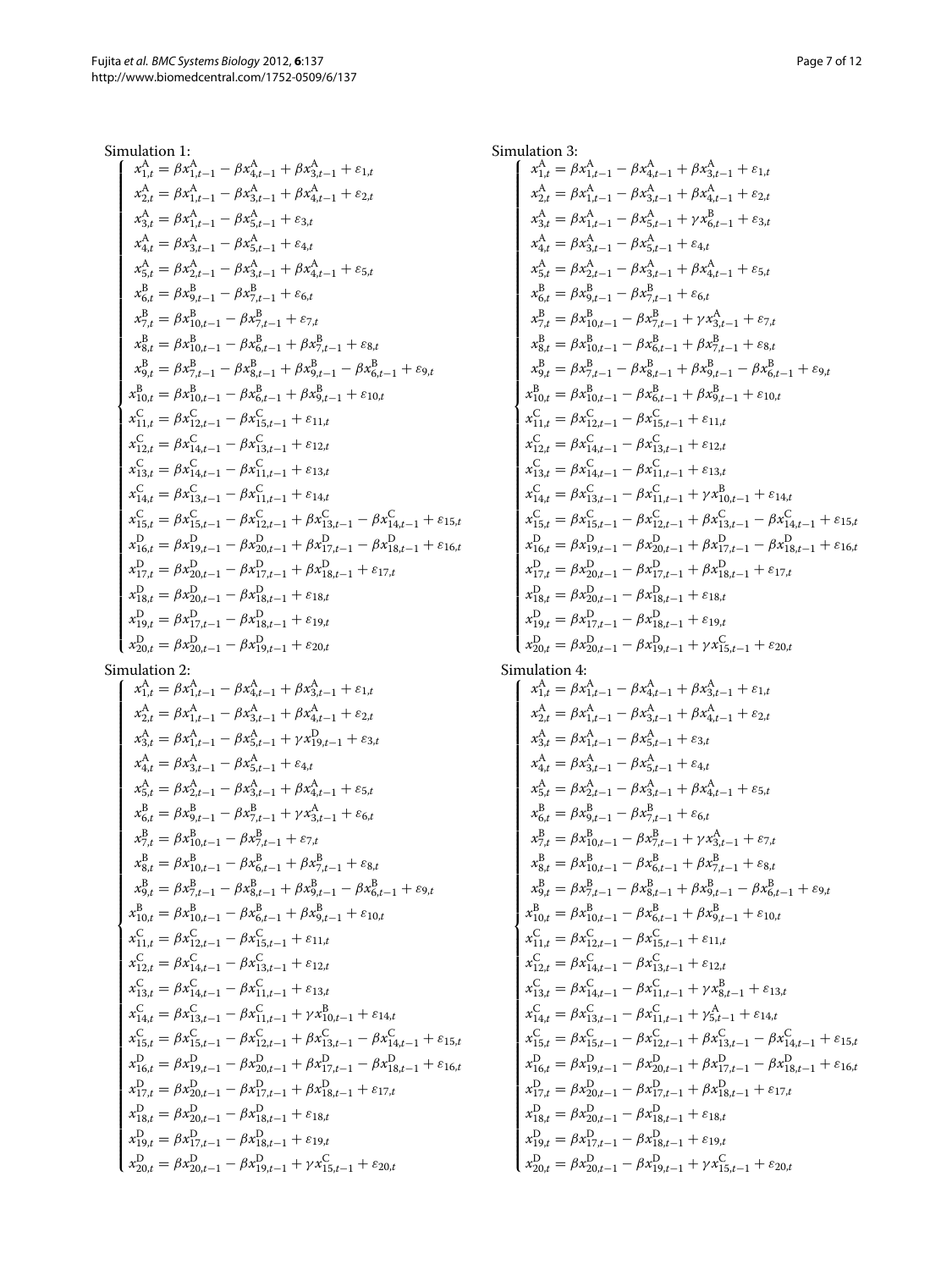Simulation 1:

$$
\begin{cases}
x^{A}_{1,t} = \beta x^{A}_{1,t-1} - \beta x^{A}_{4,t-1} + \beta x^{A}_{3,t-1} + \varepsilon_{1,t} \\
x^{A}_{2,t} = \beta x^{A}_{1,t-1} - \beta x^{A}_{3,t-1} + \beta x^{A}_{4,t-1} + \varepsilon_{2,t} \\
x^{A}_{3,t} = \beta x^{A}_{1,t-1} - \beta x^{A}_{5,t-1} + \varepsilon_{3,t} \\
x^{A}_{4,t} = \beta x^{A}_{3,t-1} - \beta x^{A}_{5,t-1} + \varepsilon_{4,t} \\
x^{A}_{5,t} = \beta x^{A}_{2,t-1} - \beta x^{A}_{3,t-1} + \beta x^{A}_{4,t-1} + \varepsilon_{5,t} \\
x^{B}_{6,t} = \beta x^{B}_{9,t-1} - \beta x^{B}_{7,t-1} + \varepsilon_{6,t} \\
x^{B}_{7,t} = \beta x^{B}_{10,t-1} - \beta x^{B}_{7,t-1} + \varepsilon_{7,t} \\
x^{B}_{8,t} = \beta x^{B}_{10,t-1} - \beta x^{B}_{6,t-1} + \beta x^{B}_{7,t-1} + \varepsilon_{8,t} \\
x^{B}_{9,t} = \beta x^{B}_{7,t-1} - \beta x^{B}_{8,t-1} + \beta x^{B}_{9,t-1} - \beta x^{B}_{6,t-1} + \varepsilon_{9,t} \\
x^{B}_{10,t} = \beta x^{B}_{10,t-1} - \beta x^{B}_{6,t-1} + \beta x^{B}_{9,t-1} + \varepsilon_{10,t} \\
x^{C}_{11,t} = \beta x^{C}_{12,t-1} - \beta x^{C}_{15,t-1} + \varepsilon_{11,t} \\
x^{C}_{12,t} = \beta x^{C}_{14,t-1} - \beta x^{C}_{13,t-1} + \varepsilon_{12,t} \\
x^{C}_{13,t} = \beta x^{C}_{14,t-1} - \beta x^{C}_{11,t-1} + \varepsilon_{13,t} \\
x^{C}_{14,t} = \beta x^{C}_{13,t-1} - \beta x^{C}_{11,t-1} + \varepsilon_{14,t} \\
x^{C}_{15,t} = \beta x^{C}_{15,t-1} - \beta x^{C}_{12,t-1} + \beta x^{C}_{13,t-1} - \beta x^{C}_{14,t-1} + \varepsilon_{15,t} \\
x^{D}_{16,t} = \beta x^{D}_{19,t-1} - \beta x^{D}_{20,t-1} + \beta x^{D}_{17,t-1} - \beta x^{D}_{18,t-1} + \varepsilon_{16,t} \\
x^{D}_{17,t} = \beta x^{D}_{20,t-1} - \beta x^{D}_{17,t-1} + \beta x^{D}_{18,t-1} + \varepsilon_{17,t} \\
x^{D}_{18,t} = \beta x^{D}_{20,t-1} - \beta x^{D}_{18,t-1} + \varepsilon_{18,t} \\
x^{D}_{19,t} = \beta x^{D}_{17,t-1} - \beta x^{D}_{18,t-1} + \varepsilon_{19,t} \\
x^{D}_{20,t} = \beta x^{D}_{20,t-1} - \beta x^{D}_{19,t-1} + \varepsilon_{20,t}
\end{cases}
$$

Simulation 2:

$$
\begin{cases}
x^{A}_{1,t} = \beta x^{A}_{1,t-1} - \beta x^{A}_{4,t-1} + \beta x^{A}_{3,t-1} + \varepsilon_{1,t} \\
x^{A}_{2,t} = \beta x^{A}_{1,t-1} - \beta x^{A}_{3,t-1} + \beta x^{A}_{4,t-1} + \varepsilon_{2,t} \\
x^{A}_{3,t} = \beta x^{A}_{1,t-1} - \beta x^{A}_{5,t-1} + \gamma x^{D}_{19,t-1} + \varepsilon_{3,t} \\
x^{A}_{4,t} = \beta x^{A}_{3,t-1} - \beta x^{A}_{5,t-1} + \varepsilon_{4,t} \\
x^{A}_{5,t} = \beta x^{A}_{2,t-1} - \beta x^{A}_{3,t-1} + \beta x^{A}_{4,t-1} + \varepsilon_{5,t} \\
x^{B}_{6,t} = \beta x^{B}_{9,t-1} - \beta x^{B}_{7,t-1} + \gamma x^{A}_{3,t-1} + \varepsilon_{6,t} \\
x^{B}_{7,t} = \beta x^{B}_{10,t-1} - \beta x^{B}_{7,t-1} + \varepsilon_{7,t} \\
x^{B}_{8,t} = \beta x^{B}_{10,t-1} - \beta x^{B}_{6,t-1} + \beta x^{B}_{7,t-1} + \varepsilon_{8,t} \\
x^{B}_{9,t} = \beta x^{B}_{7,t-1} - \beta x^{B}_{8,t-1} + \beta x^{B}_{9,t-1} - \beta x^{B}_{6,t-1} + \varepsilon_{9,t} \\
x^{B}_{10,t} = \beta x^{B}_{10,t-1} - \beta x^{B}_{6,t-1} + \beta x^{B}_{9,t-1} + \varepsilon_{10,t} \\
x^{C}_{11,t} = \beta x^{C}_{12,t-1} - \beta x^{C}_{15,t-1} + \varepsilon_{11,t} \\
x^{C}_{12,t} = \beta x^{C}_{14,t-1} - \beta x^{C}_{13,t-1} + \varepsilon_{12,t} \\
x^{C}_{13,t} = \beta x^{C}_{14,t-1} - \beta x^{C}_{11,t-1} + \varepsilon_{13,t} \\
x^{C}_{14,t} = \beta x^{C}_{13,t-1} - \beta x^{C}_{11,t-1} + \gamma x^{B}_{10,t-1} + \varepsilon_{14,t} \\
x^{C}_{15,t} = \beta x^{C}_{15,t-1} - \beta x^{C}_{12,t-1} + \beta x^{C}_{13,t-1} - \beta x^{C}_{14,t-1} + \varepsilon_{15,t} \\
x^{D}_{16,t} = \beta x^{D}_{19,t-1} - \beta x^{D}_{20,t-1} + \beta x^{D}_{17,t-1} - \beta x^{D}_{18,t-1} + \varepsilon_{16,t} \\
x^{D}_{17,t} = \beta x^{D}_{20,t-1} - \beta x^{D}_{17,t-1} + \beta x^{D}_{18,t-1} + \varepsilon_{17,t} \\
x^{D}_{18,t} = \beta x^{D}_{20,t-1} - \beta x^{D}_{18,t-1} + \varepsilon_{18,t} \\
x^{D}_{19,t} = \beta x^{D}_{17,t-1} - \beta x^{D}_{18,t-1} + \varepsilon_{19,t} \\
x^{D}_{20,t} = \beta x^{D}_{20,t-1} - \beta x^{D}_{19,t-1} + \gamma x^{C}_{15,t-1} + \varepsilon_{20,t}
\end{cases}
$$

Simulation 3:

$$
\begin{cases}
x^{A}_{1,t} = \beta x^{A}_{1,t-1} - \beta x^{A}_{4,t-1} + \beta x^{A}_{3,t-1} + \varepsilon_{1,t} \\
x^{A}_{2,t} = \beta x^{A}_{1,t-1} - \beta x^{A}_{3,t-1} + \beta x^{A}_{4,t-1} + \varepsilon_{2,t} \\
x^{A}_{3,t} = \beta x^{A}_{1,t-1} - \beta x^{A}_{5,t-1} + \gamma x^{B}_{6,t-1} + \varepsilon_{3,t} \\
x^{A}_{4,t} = \beta x^{A}_{3,t-1} - \beta x^{A}_{5,t-1} + \varepsilon_{4,t} \\
x^{A}_{5,t} = \beta x^{A}_{2,t-1} - \beta x^{A}_{3,t-1} + \beta x^{A}_{4,t-1} + \varepsilon_{5,t} \\
x^{B}_{6,t} = \beta x^{B}_{9,t-1} - \beta x^{B}_{7,t-1} + \varepsilon_{6,t} \\
x^{B}_{7,t} = \beta x^{B}_{10,t-1} - \beta x^{B}_{7,t-1} + \gamma x^{A}_{3,t-1} + \varepsilon_{7,t} \\
x^{B}_{8,t} = \beta x^{B}_{10,t-1} - \beta x^{B}_{6,t-1} + \beta x^{B}_{7,t-1} + \varepsilon_{8,t} \\
x^{B}_{9,t} = \beta x^{B}_{7,t-1} - \beta x^{B}_{8,t-1} + \beta x^{B}_{9,t-1} - \beta x^{B}_{6,t-1} + \varepsilon_{9,t} \\
x^{B}_{10,t} = \beta x^{B}_{10,t-1} - \beta x^{B}_{6,t-1} + \beta x^{B}_{9,t-1} + \varepsilon_{10,t} \\
x^{C}_{11,t} = \beta x^{C}_{12,t-1} - \beta x^{C}_{15,t-1} + \varepsilon_{11,t} \\
x^{C}_{12,t} = \beta x^{C}_{14,t-1} - \beta x^{C}_{13,t-1} + \varepsilon_{12,t} \\
x^{C}_{13,t} = \beta x^{C}_{14,t-1} - \beta x^{C}_{11,t-1} + \varepsilon_{13,t} \\
x^{C}_{14,t} = \beta x^{C}_{13,t-1} - \beta x^{C}_{11,t-1} + \gamma x^{B}_{10,t-1} + \varepsilon_{14,t} \\
x^{C}_{15,t} = \beta x^{C}_{15,t-1} - \beta x^{C}_{12,t-1} + \beta x^{C}_{13,t-1} - \beta x^{C}_{14,t-1} + \varepsilon_{15,t} \\
x^{D}_{16,t} = \beta x^{D}_{19,t-1} - \beta x^{D}_{20,t-1} + \beta x^{D}_{17,t-1} - \beta x^{D}_{18,t-1} + \varepsilon_{16,t} \\
x^{D}_{17,t} = \beta x^{D}_{20,t-1} - \beta x^{D}_{17,t-1} + \beta x^{D}_{18,t-1} + \varepsilon_{17,t} \\
x^{D}_{18,t} = \beta x^{D}_{20,t-1} - \beta x^{D}_{18,t-1} + \varepsilon_{18,t} \\
x^{D}_{19,t} = \beta x^{D}_{17,t-1} - \beta x^{D}_{18,t-1} + \varepsilon_{19,t} \\
x^{D}_{20,t} = \beta x^{D}_{20,t-1} - \beta x^{D}_{19,t-1} + \gamma x^{C}_{15,t-1} + \varepsilon_{20,t}
\end{cases}
$$

Simulation 4:

$$
\begin{cases}
x^{A}_{1,t} = \beta x^{A}_{1,t-1} - \beta x^{A}_{4,t-1} + \beta x^{A}_{3,t-1} + \varepsilon_{1,t} \\
x^{A}_{2,t} = \beta x^{A}_{1,t-1} - \beta x^{A}_{3,t-1} + \beta x^{A}_{4,t-1} + \varepsilon_{2,t} \\
x^{A}_{3,t} = \beta x^{A}_{1,t-1} - \beta x^{A}_{5,t-1} + \varepsilon_{3,t} \\
x^{A}_{4,t} = \beta x^{A}_{3,t-1} - \beta x^{A}_{5,t-1} + \varepsilon_{4,t} \\
x^{A}_{5,t} = \beta x^{A}_{2,t-1} - \beta x^{A}_{3,t-1} + \beta x^{A}_{4,t-1} + \varepsilon_{5,t} \\
x^{B}_{6,t} = \beta x^{B}_{9,t-1} - \beta x^{B}_{7,t-1} + \varepsilon_{6,t} \\
x^{B}_{7,t} = \beta x^{B}_{10,t-1} - \beta x^{B}_{7,t-1} + \gamma x^{A}_{3,t-1} + \varepsilon_{7,t} \\
x^{B}_{8,t} = \beta x^{B}_{10,t-1} - \beta x^{B}_{6,t-1} + \beta x^{B}_{7,t-1} + \varepsilon_{8,t} \\
x^{B}_{9,t} = \beta x^{B}_{7,t-1} - \beta x^{B}_{8,t-1} + \beta x^{B}_{9,t-1} - \beta x^{B}_{6,t-1} + \varepsilon_{9,t} \\
x^{B}_{10,t} = \beta x^{B}_{10,t-1} - \beta x^{B}_{6,t-1} + \beta x^{B}_{9,t-1} + \varepsilon_{10,t} \\
x^{C}_{11,t} = \beta x^{C}_{12,t-1} - \beta x^{C}_{15,t-1} + \varepsilon_{11,t} \\
x^{C}_{12,t} = \beta x^{C}_{14,t-1} - \beta x^{C}_{13,t-1} + \varepsilon_{12,t} \\
x^{C}_{13,t} = \beta x^{C}_{14,t-1} - \beta x^{C}_{11,t-1} + \gamma x^{B}_{8,t-1} + \varepsilon_{13,t} \\
x^{C}_{14,t} = \beta x^{C}_{13,t-1} - \beta x^{C}_{11,t-1} + \gamma^{A}_{5,t-1} + \varepsilon_{14,t} \\
x^{C}_{15,t} = \beta x^{C}_{15,t-1} - \beta x^{C}_{12,t-1} + \beta x^{C}_{13,t-1} - \beta x^{C}_{14,t-1} + \varepsilon_{15,t} \\
x^{D}_{16,t} = \beta x^{D}_{19,t-1} - \beta x^{D}_{20,t-1} + \beta x^{D}_{17,t-1} - \beta x^{D}_{18,t-1} + \varepsilon_{16,t} \\
x^{D}_{17,t} = \beta x^{D}_{20,t-1} - \beta x^{D}_{17,t-1} + \beta x^{D}_{18,t-1} + \varepsilon_{17,t} \\
x^{D}_{18,t} = \beta x^{D}_{20,t-1} - \beta x^{D}_{18,t-1} + \varepsilon_{18,t} \\
x^{D}_{19,t} = \beta x^{D}_{17,t-1} - \beta x^{D}_{18,t-1} + \varepsilon_{19,t} \\
x^{D}_{20,t} = \beta x^{D}_{20,t-1} - \beta x^{D}_{19,t-1} + \gamma x^{C}_{15,t-1} + \varepsilon_{20,t}
\end{cases}
$$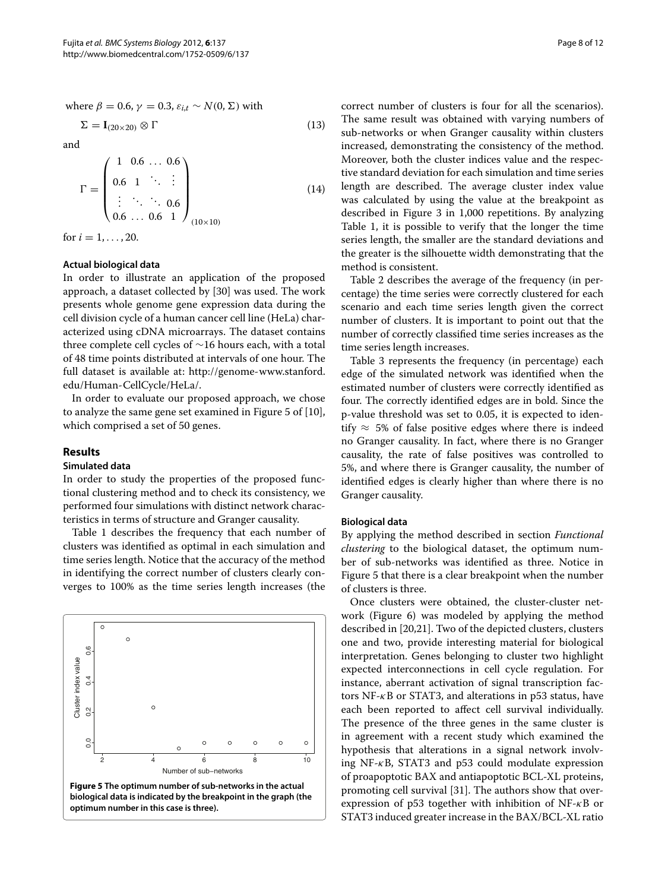where $\beta = 0.6$, $\gamma = 0.3$, $\varepsilon_{i,t} \sim N(0, \Sigma)$ with

$$\Sigma = \mathbf{I}_{(20\times 20)} \otimes \Gamma \tag{13}$$

and

$$\Gamma = \begin{pmatrix} 1 & 0.6 & \dots & 0.6 \\ 0.6 & 1 & \ddots & \vdots \\ \vdots & \ddots & \ddots & 0.6 \\ 0.6 & \dots & 0.6 & 1 \end{pmatrix}_{(10\times 10)} \tag{14}$$

for $i = 1, \dots, 20$.

### Actual biological data

In order to illustrate an application of the proposed approach, a dataset collected by [30] was used. The work presents whole genome gene expression data during the cell division cycle of a human cancer cell line (HeLa) characterized using cDNA microarrays. The dataset contains three complete cell cycles of ∼16 hours each, with a total of 48 time points distributed at intervals of one hour. The full dataset is available at: http://genome-www.stanford.edu/Human-CellCycle/HeLa/.

In order to evaluate our proposed approach, we chose to analyze the same gene set examined in Figure 5 of [10], which comprised a set of 50 genes.

## Results

### Simulated data

In order to study the properties of the proposed functional clustering method and to check its consistency, we performed four simulations with distinct network characteristics in terms of structure and Granger causality.

Table 1 describes the frequency that each number of clusters was identified as optimal in each simulation and time series length. Notice that the accuracy of the method in identifying the correct number of clusters clearly converges to 100% as the time series length increases (the correct number of clusters is four for all the scenarios). The same result was obtained with varying numbers of sub-networks or when Granger causality within clusters increased, demonstrating the consistency of the method. Moreover, both the cluster indices value and the respective standard deviation for each simulation and time series length are described. The average cluster index value was calculated by using the value at the breakpoint as described in Figure 3 in 1,000 repetitions. By analyzing Table 1, it is possible to verify that the longer the time series length, the smaller are the standard deviations and the greater is the silhouette width demonstrating that the method is consistent.

Table 2 describes the average of the frequency (in percentage) the time series were correctly clustered for each scenario and each time series length given the correct number of clusters. It is important to point out that the number of correctly classified time series increases as the time series length increases.

Table 3 represents the frequency (in percentage) each edge of the simulated network was identified when the estimated number of clusters were correctly identified as four. The correctly identified edges are in bold. Since the p-value threshold was set to 0.05, it is expected to identify $\approx$ 5% of false positive edges where there is indeed no Granger causality. In fact, where there is no Granger causality, the rate of false positives was controlled to 5%, and where there is Granger causality, the number of identified edges is clearly higher than where there is no Granger causality.

**Figure 5 The optimum number of sub-networks in the actual biological data is indicated by the breakpoint in the graph (the optimum number in this case is three).**

### Biological data

By applying the method described in section *Functional clustering* to the biological dataset, the optimum number of sub-networks was identified as three. Notice in Figure 5 that there is a clear breakpoint when the number of clusters is three.

Once clusters were obtained, the cluster-cluster network (Figure 6) was modeled by applying the method described in [20,21]. Two of the depicted clusters, clusters one and two, provide interesting material for biological interpretation. Genes belonging to cluster two highlight expected interconnections in cell cycle regulation. For instance, aberrant activation of signal transcription factors NF-$\kappa$B or STAT3, and alterations in p53 status, have each been reported to affect cell survival individually. The presence of the three genes in the same cluster is in agreement with a recent study which examined the hypothesis that alterations in a signal network involving NF-$\kappa$B, STAT3 and p53 could modulate expression of proapoptotic BAX and antiapoptotic BCL-XL proteins, promoting cell survival [31]. The authors show that overexpression of p53 together with inhibition of NF-$\kappa$B or STAT3 induced greater increase in the BAX/BCL-XL ratio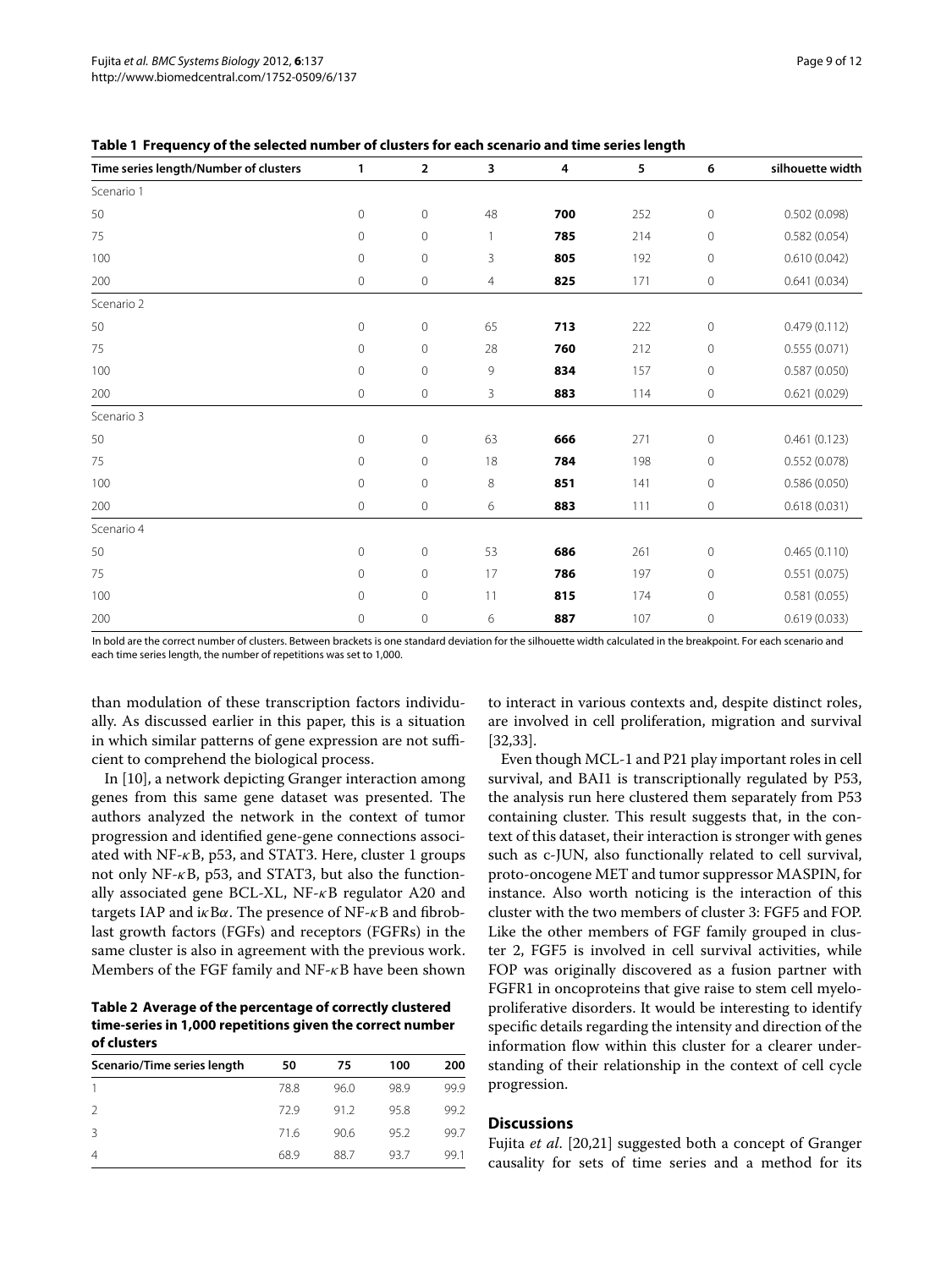**Table 1 Frequency of the selected number of clusters for each scenario and time series length**

| Time series length/Number of clusters | 1 | 2 | 3 | 4 | 5 | 6 | silhouette width |
|---|---|---|---|---|---|---|---|
| Scenario 1 | | | | | | | |
| 50 | 0 | 0 | 48 | **700** | 252 | 0 | 0.502 (0.098) |
| 75 | 0 | 0 | 1 | **785** | 214 | 0 | 0.582 (0.054) |
| 100 | 0 | 0 | 3 | **805** | 192 | 0 | 0.610 (0.042) |
| 200 | 0 | 0 | 4 | **825** | 171 | 0 | 0.641 (0.034) |
| Scenario 2 | | | | | | | |
| 50 | 0 | 0 | 65 | **713** | 222 | 0 | 0.479 (0.112) |
| 75 | 0 | 0 | 28 | **760** | 212 | 0 | 0.555 (0.071) |
| 100 | 0 | 0 | 9 | **834** | 157 | 0 | 0.587 (0.050) |
| 200 | 0 | 0 | 3 | **883** | 114 | 0 | 0.621 (0.029) |
| Scenario 3 | | | | | | | |
| 50 | 0 | 0 | 63 | **666** | 271 | 0 | 0.461 (0.123) |
| 75 | 0 | 0 | 18 | **784** | 198 | 0 | 0.552 (0.078) |
| 100 | 0 | 0 | 8 | **851** | 141 | 0 | 0.586 (0.050) |
| 200 | 0 | 0 | 6 | **883** | 111 | 0 | 0.618 (0.031) |
| Scenario 4 | | | | | | | |
| 50 | 0 | 0 | 53 | **686** | 261 | 0 | 0.465 (0.110) |
| 75 | 0 | 0 | 17 | **786** | 197 | 0 | 0.551 (0.075) |
| 100 | 0 | 0 | 11 | **815** | 174 | 0 | 0.581 (0.055) |
| 200 | 0 | 0 | 6 | **887** | 107 | 0 | 0.619 (0.033) |

In bold are the correct number of clusters. Between brackets is one standard deviation for the silhouette width calculated in the breakpoint. For each scenario and each time series length, the number of repetitions was set to 1,000.

than modulation of these transcription factors individually. As discussed earlier in this paper, this is a situation in which similar patterns of gene expression are not sufficient to comprehend the biological process.

In [10], a network depicting Granger interaction among genes from this same gene dataset was presented. The authors analyzed the network in the context of tumor progression and identified gene-gene connections associated with NF-$\kappa$B, p53, and STAT3. Here, cluster 1 groups not only NF-$\kappa$B, p53, and STAT3, but also the functionally associated gene BCL-XL, NF-$\kappa$B regulator A20 and targets IAP and i$\kappa$B$\alpha$. The presence of NF-$\kappa$B and fibroblast growth factors (FGFs) and receptors (FGFRs) in the same cluster is also in agreement with the previous work. Members of the FGF family and NF-$\kappa$B have been shown to interact in various contexts and, despite distinct roles, are involved in cell proliferation, migration and survival [32,33].

**Table 2 Average of the percentage of correctly clustered time-series in 1,000 repetitions given the correct number of clusters**

| Scenario/Time series length | 50 | 75 | 100 | 200 |
|---|---|---|---|---|
| 1 | 78.8 | 96.0 | 98.9 | 99.9 |
| 2 | 72.9 | 91.2 | 95.8 | 99.2 |
| 3 | 71.6 | 90.6 | 95.2 | 99.7 |
| 4 | 68.9 | 88.7 | 93.7 | 99.1 |

Even though MCL-1 and P21 play important roles in cell survival, and BAI1 is transcriptionally regulated by P53, the analysis run here clustered them separately from P53 containing cluster. This result suggests that, in the context of this dataset, their interaction is stronger with genes such as c-JUN, also functionally related to cell survival, proto-oncogene MET and tumor suppressor MASPIN, for instance. Also worth noticing is the interaction of this cluster with the two members of cluster 3: FGF5 and FOP. Like the other members of FGF family grouped in cluster 2, FGF5 is involved in cell survival activities, while FOP was originally discovered as a fusion partner with FGFR1 in oncoproteins that give raise to stem cell myeloproliferative disorders. It would be interesting to identify specific details regarding the intensity and direction of the information flow within this cluster for a clearer understanding of their relationship in the context of cell cycle progression.

## Discussions

Fujita *et al*. [20,21] suggested both a concept of Granger causality for sets of time series and a method for its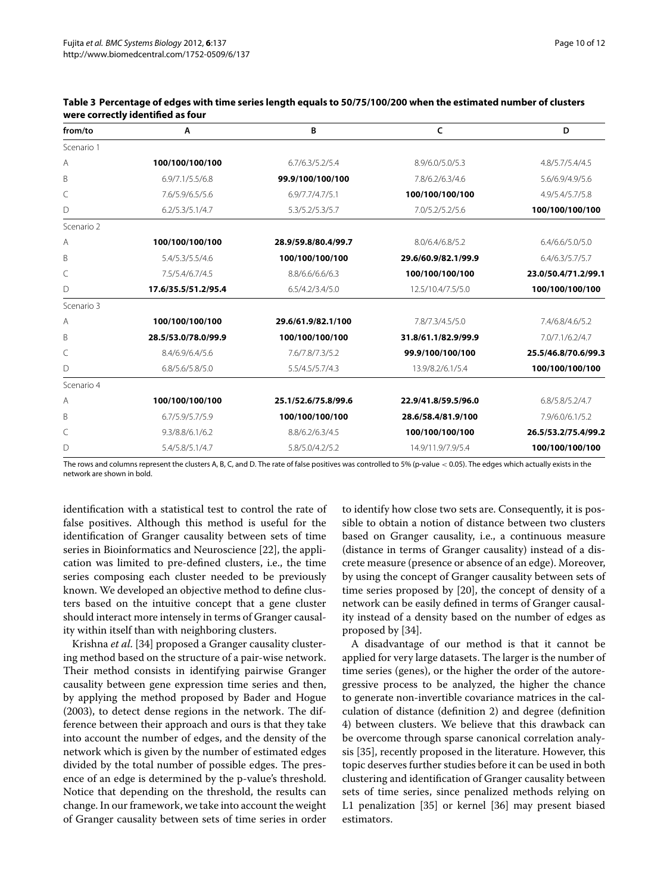**Table 3 Percentage of edges with time series length equals to 50/75/100/200 when the estimated number of clusters were correctly identified as four**

| from/to | A | B | C | D |
|---|---|---|---|---|
| Scenario 1 | | | | |
| A | **100/100/100/100** | 6.7/6.3/5.2/5.4 | 8.9/6.0/5.0/5.3 | 4.8/5.7/5.4/4.5 |
| B | 6.9/7.1/5.5/6.8 | **99.9/100/100/100** | 7.8/6.2/6.3/4.6 | 5.6/6.9/4.9/5.6 |
| C | 7.6/5.9/6.5/5.6 | 6.9/7.7/4.7/5.1 | **100/100/100/100** | 4.9/5.4/5.7/5.8 |
| D | 6.2/5.3/5.1/4.7 | 5.3/5.2/5.3/5.7 | 7.0/5.2/5.2/5.6 | **100/100/100/100** |
| Scenario 2 | | | | |
| A | **100/100/100/100** | **28.9/59.8/80.4/99.7** | 8.0/6.4/6.8/5.2 | 6.4/6.6/5.0/5.0 |
| B | 5.4/5.3/5.5/4.6 | **100/100/100/100** | **29.6/60.9/82.1/99.9** | 6.4/6.3/5.7/5.7 |
| C | 7.5/5.4/6.7/4.5 | 8.8/6.6/6.6/6.3 | **100/100/100/100** | **23.0/50.4/71.2/99.1** |
| D | **17.6/35.5/51.2/95.4** | 6.5/4.2/3.4/5.0 | 12.5/10.4/7.5/5.0 | **100/100/100/100** |
| Scenario 3 | | | | |
| A | **100/100/100/100** | **29.6/61.9/82.1/100** | 7.8/7.3/4.5/5.0 | 7.4/6.8/4.6/5.2 |
| B | **28.5/53.0/78.0/99.9** | **100/100/100/100** | **31.8/61.1/82.9/99.9** | 7.0/7.1/6.2/4.7 |
| C | 8.4/6.9/6.4/5.6 | 7.6/7.8/7.3/5.2 | **99.9/100/100/100** | **25.5/46.8/70.6/99.3** |
| D | 6.8/5.6/5.8/5.0 | 5.5/4.5/5.7/4.3 | 13.9/8.2/6.1/5.4 | **100/100/100/100** |
| Scenario 4 | | | | |
| A | **100/100/100/100** | **25.1/52.6/75.8/99.6** | **22.9/41.8/59.5/96.0** | 6.8/5.8/5.2/4.7 |
| B | 6.7/5.9/5.7/5.9 | **100/100/100/100** | **28.6/58.4/81.9/100** | 7.9/6.0/6.1/5.2 |
| C | 9.3/8.8/6.1/6.2 | 8.8/6.2/6.3/4.5 | **100/100/100/100** | **26.5/53.2/75.4/99.2** |
| D | 5.4/5.8/5.1/4.7 | 5.8/5.0/4.2/5.2 | 14.9/11.9/7.9/5.4 | **100/100/100/100** |

The rows and columns represent the clusters A, B, C, and D. The rate of false positives was controlled to 5% (p-value $< 0.05$). The edges which actually exists in the network are shown in bold.

identification with a statistical test to control the rate of false positives. Although this method is useful for the identification of Granger causality between sets of time series in Bioinformatics and Neuroscience [22], the application was limited to pre-defined clusters, i.e., the time series composing each cluster needed to be previously known. We developed an objective method to define clusters based on the intuitive concept that a gene cluster should interact more intensely in terms of Granger causality within itself than with neighboring clusters.

Krishna *et al*. [34] proposed a Granger causality clustering method based on the structure of a pair-wise network. Their method consists in identifying pairwise Granger causality between gene expression time series and then, by applying the method proposed by Bader and Hogue (2003), to detect dense regions in the network. The difference between their approach and ours is that they take into account the number of edges, and the density of the network which is given by the number of estimated edges divided by the total number of possible edges. The presence of an edge is determined by the p-value's threshold. Notice that depending on the threshold, the results can change. In our framework, we take into account the weight of Granger causality between sets of time series in order to identify how close two sets are. Consequently, it is possible to obtain a notion of distance between two clusters based on Granger causality, i.e., a continuous measure (distance in terms of Granger causality) instead of a discrete measure (presence or absence of an edge). Moreover, by using the concept of Granger causality between sets of time series proposed by [20], the concept of density of a network can be easily defined in terms of Granger causality instead of a density based on the number of edges as proposed by [34].

A disadvantage of our method is that it cannot be applied for very large datasets. The larger is the number of time series (genes), or the higher the order of the autoregressive process to be analyzed, the higher the chance to generate non-invertible covariance matrices in the calculation of distance (definition 2) and degree (definition 4) between clusters. We believe that this drawback can be overcome through sparse canonical correlation analysis [35], recently proposed in the literature. However, this topic deserves further studies before it can be used in both clustering and identification of Granger causality between sets of time series, since penalized methods relying on L1 penalization [35] or kernel [36] may present biased estimators.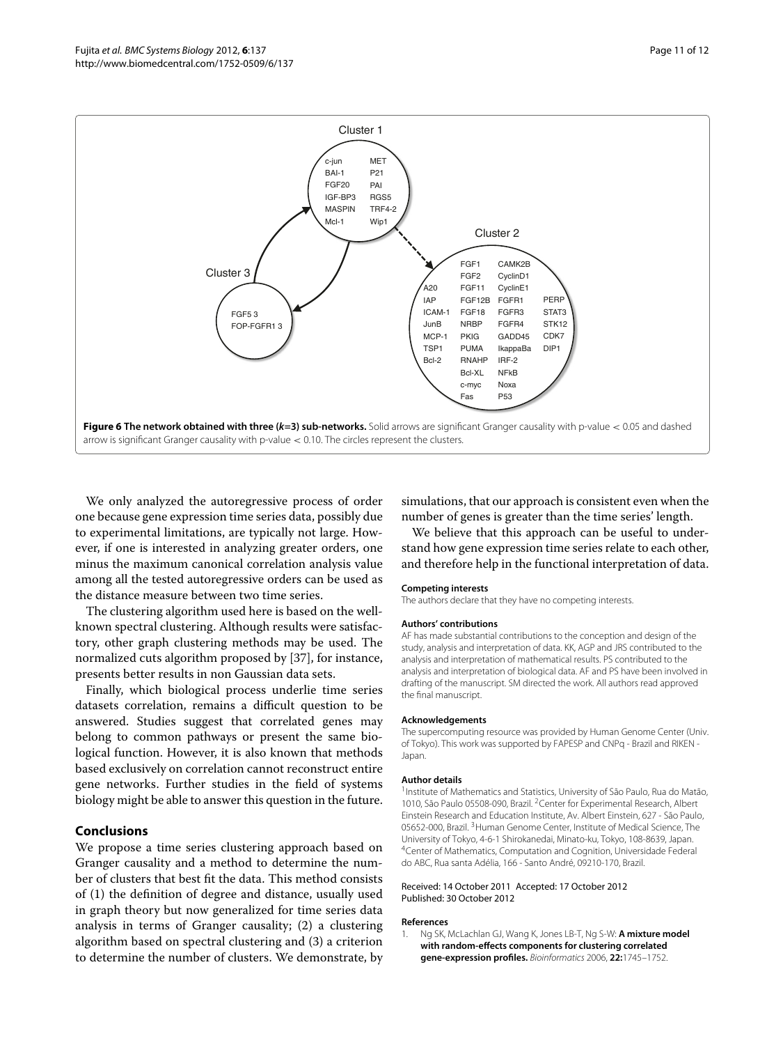Cluster 1

c-jun, BAI-1, FGF20, IGF-BP3, MASPIN, Mcl-1, MET, P21, PAI, RGS5, TRF4-2, Wip1

Cluster 2

A20, IAP, ICAM-1, JunB, MCP-1, TSP1, Bcl-2, FGF1, FGF2, FGF11, FGF12B, FGF18, NRBP, PKIG, PUMA, RNAHP, Bcl-XL, c-myc, Fas, CAMK2B, CyclinD1, CyclinE1, FGFR1, FGFR3, FGFR4, GADD45, IkappaBa, IRF-2, NFkB, Noxa, P53, PERP, STAT3, STK12, CDK7, DIP1

Cluster 3

FGF5 3, FOP-FGFR1 3

**Figure 6 The network obtained with three (*k*=3) sub-networks.** Solid arrows are significant Granger causality with p-value < 0.05 and dashed arrow is significant Granger causality with p-value < 0.10. The circles represent the clusters.

We only analyzed the autoregressive process of order one because gene expression time series data, possibly due to experimental limitations, are typically not large. However, if one is interested in analyzing greater orders, one minus the maximum canonical correlation analysis value among all the tested autoregressive orders can be used as the distance measure between two time series.

The clustering algorithm used here is based on the well-known spectral clustering. Although results were satisfactory, other graph clustering methods may be used. The normalized cuts algorithm proposed by [37], for instance, presents better results in non Gaussian data sets.

Finally, which biological process underlie time series datasets correlation, remains a difficult question to be answered. Studies suggest that correlated genes may belong to common pathways or present the same biological function. However, it is also known that methods based exclusively on correlation cannot reconstruct entire gene networks. Further studies in the field of systems biology might be able to answer this question in the future.

## Conclusions

We propose a time series clustering approach based on Granger causality and a method to determine the number of clusters that best fit the data. This method consists of (1) the definition of degree and distance, usually used in graph theory but now generalized for time series data analysis in terms of Granger causality; (2) a clustering algorithm based on spectral clustering and (3) a criterion to determine the number of clusters. We demonstrate, by simulations, that our approach is consistent even when the number of genes is greater than the time series' length.

We believe that this approach can be useful to understand how gene expression time series relate to each other, and therefore help in the functional interpretation of data.

#### Competing interests

The authors declare that they have no competing interests.

#### Authors' contributions

AF has made substantial contributions to the conception and design of the study, analysis and interpretation of data. KK, AGP and JRS contributed to the analysis and interpretation of mathematical results. PS contributed to the analysis and interpretation of biological data. AF and PS have been involved in drafting of the manuscript. SM directed the work. All authors read approved the final manuscript.

#### Acknowledgements

The supercomputing resource was provided by Human Genome Center (Univ. of Tokyo). This work was supported by FAPESP and CNPq - Brazil and RIKEN - Japan.

#### Author details

[1]Institute of Mathematics and Statistics, University of São Paulo, Rua do Matão, 1010, São Paulo 05508-090, Brazil. [2]Center for Experimental Research, Albert Einstein Research and Education Institute, Av. Albert Einstein, 627 - São Paulo, 05652-000, Brazil. [3]Human Genome Center, Institute of Medical Science, The University of Tokyo, 4-6-1 Shirokanedai, Minato-ku, Tokyo, 108-8639, Japan. [4]Center of Mathematics, Computation and Cognition, Universidade Federal do ABC, Rua santa Adélia, 166 - Santo André, 09210-170, Brazil.

Received: 14 October 2011 Accepted: 17 October 2012
Published: 30 October 2012

#### References

1. Ng SK, McLachlan GJ, Wang K, Jones LB-T, Ng S-W: **A mixture model with random-effects components for clustering correlated gene-expression profiles.** *Bioinformatics* 2006, **22:**1745–1752.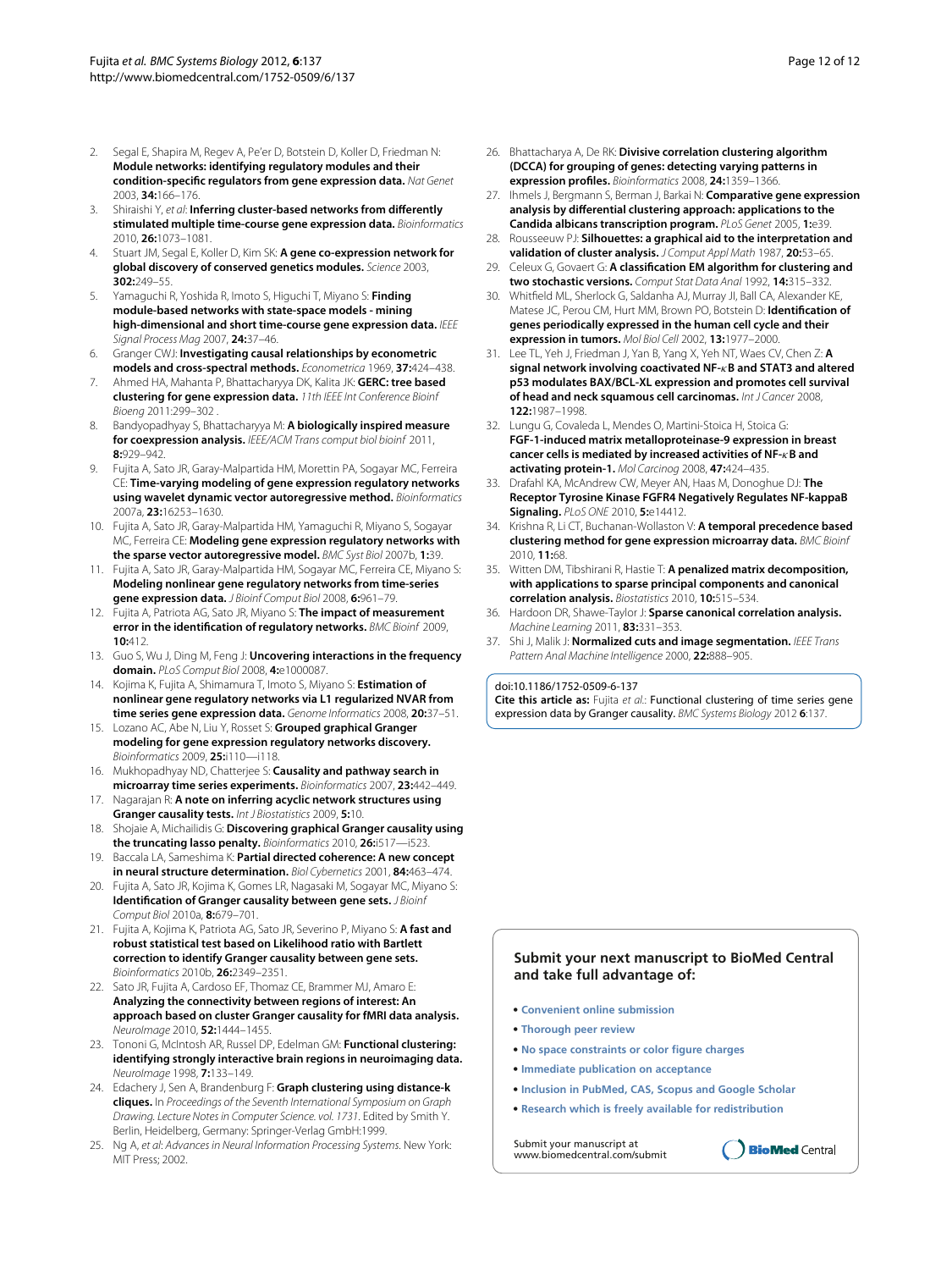2. Segal E, Shapira M, Regev A, Pe'er D, Botstein D, Koller D, Friedman N: **Module networks: identifying regulatory modules and their condition-specific regulators from gene expression data.** *Nat Genet* 2003, **34:**166–176.
3. Shiraishi Y, *et al*: **Inferring cluster-based networks from differently stimulated multiple time-course gene expression data.** *Bioinformatics* 2010, **26:**1073–1081.
4. Stuart JM, Segal E, Koller D, Kim SK: **A gene co-expression network for global discovery of conserved genetics modules.** *Science* 2003, **302:**249–55.
5. Yamaguchi R, Yoshida R, Imoto S, Higuchi T, Miyano S: **Finding module-based networks with state-space models - mining high-dimensional and short time-course gene expression data.** *IEEE Signal Process Mag* 2007, **24:**37–46.
6. Granger CWJ: **Investigating causal relationships by econometric models and cross-spectral methods.** *Econometrica* 1969, **37:**424–438.
7. Ahmed HA, Mahanta P, Bhattacharyya DK, Kalita JK: **GERC: tree based clustering for gene expression data.** *11th IEEE Int Conference Bioinf Bioeng* 2011:299–302 .
8. Bandyopadhyay S, Bhattacharyya M: **A biologically inspired measure for coexpression analysis.** *IEEE/ACM Trans comput biol bioinf* 2011, **8:**929–942.
9. Fujita A, Sato JR, Garay-Malpartida HM, Morettin PA, Sogayar MC, Ferreira CE: **Time-varying modeling of gene expression regulatory networks using wavelet dynamic vector autoregressive method.** *Bioinformatics* 2007a, **23:**16253–1630.
10. Fujita A, Sato JR, Garay-Malpartida HM, Yamaguchi R, Miyano S, Sogayar MC, Ferreira CE: **Modeling gene expression regulatory networks with the sparse vector autoregressive model.** *BMC Syst Biol* 2007b, **1:**39.
11. Fujita A, Sato JR, Garay-Malpartida HM, Sogayar MC, Ferreira CE, Miyano S: **Modeling nonlinear gene regulatory networks from time-series gene expression data.** *J Bioinf Comput Biol* 2008, **6:**961–79.
12. Fujita A, Patriota AG, Sato JR, Miyano S: **The impact of measurement error in the identification of regulatory networks.** *BMC Bioinf* 2009, **10:**412.
13. Guo S, Wu J, Ding M, Feng J: **Uncovering interactions in the frequency domain.** *PLoS Comput Biol* 2008, **4:**e1000087.
14. Kojima K, Fujita A, Shimamura T, Imoto S, Miyano S: **Estimation of nonlinear gene regulatory networks via L1 regularized NVAR from time series gene expression data.** *Genome Informatics* 2008, **20:**37–51.
15. Lozano AC, Abe N, Liu Y, Rosset S: **Grouped graphical Granger modeling for gene expression regulatory networks discovery.** *Bioinformatics* 2009, **25:**i110—i118.
16. Mukhopadhyay ND, Chatterjee S: **Causality and pathway search in microarray time series experiments.** *Bioinformatics* 2007, **23:**442–449.
17. Nagarajan R: **A note on inferring acyclic network structures using Granger causality tests.** *Int J Biostatistics* 2009, **5:**10.
18. Shojaie A, Michailidis G: **Discovering graphical Granger causality using the truncating lasso penalty.** *Bioinformatics* 2010, **26:**i517—i523.
19. Baccala LA, Sameshima K: **Partial directed coherence: A new concept in neural structure determination.** *Biol Cybernetics* 2001, **84:**463–474.
20. Fujita A, Sato JR, Kojima K, Gomes LR, Nagasaki M, Sogayar MC, Miyano S: **Identification of Granger causality between gene sets.** *J Bioinf Comput Biol* 2010a, **8:**679–701.
21. Fujita A, Kojima K, Patriota AG, Sato JR, Severino P, Miyano S: **A fast and robust statistical test based on Likelihood ratio with Bartlett correction to identify Granger causality between gene sets.** *Bioinformatics* 2010b, **26:**2349–2351.
22. Sato JR, Fujita A, Cardoso EF, Thomaz CE, Brammer MJ, Amaro E: **Analyzing the connectivity between regions of interest: An approach based on cluster Granger causality for fMRI data analysis.** *NeuroImage* 2010, **52:**1444–1455.
23. Tononi G, McIntosh AR, Russel DP, Edelman GM: **Functional clustering: identifying strongly interactive brain regions in neuroimaging data.** *NeuroImage* 1998, **7:**133–149.
24. Edachery J, Sen A, Brandenburg F: **Graph clustering using distance-k cliques.** In *Proceedings of the Seventh International Symposium on Graph Drawing. Lecture Notes in Computer Science. vol. 1731*. Edited by Smith Y. Berlin, Heidelberg, Germany: Springer-Verlag GmbH:1999.
25. Ng A, *et al*: *Advances in Neural Information Processing Systems*. New York: MIT Press; 2002.
26. Bhattacharya A, De RK: **Divisive correlation clustering algorithm (DCCA) for grouping of genes: detecting varying patterns in expression profiles.** *Bioinformatics* 2008, **24:**1359–1366.
27. Ihmels J, Bergmann S, Berman J, Barkai N: **Comparative gene expression analysis by differential clustering approach: applications to the Candida albicans transcription program.** *PLoS Genet* 2005, **1:**e39.
28. Rousseeuw PJ: **Silhouettes: a graphical aid to the interpretation and validation of cluster analysis.** *J Comput Appl Math* 1987, **20:**53–65.
29. Celeux G, Govaert G: **A classification EM algorithm for clustering and two stochastic versions.** *Comput Stat Data Anal* 1992, **14:**315–332.
30. Whitfield ML, Sherlock G, Saldanha AJ, Murray JI, Ball CA, Alexander KE, Matese JC, Perou CM, Hurt MM, Brown PO, Botstein D: **Identification of genes periodically expressed in the human cell cycle and their expression in tumors.** *Mol Biol Cell* 2002, **13:**1977–2000.
31. Lee TL, Yeh J, Friedman J, Yan B, Yang X, Yeh NT, Waes CV, Chen Z: **A signal network involving coactivated NF-$\kappa$B and STAT3 and altered p53 modulates BAX/BCL-XL expression and promotes cell survival of head and neck squamous cell carcinomas.** *Int J Cancer* 2008, **122:**1987–1998.
32. Lungu G, Covaleda L, Mendes O, Martini-Stoica H, Stoica G: **FGF-1-induced matrix metalloproteinase-9 expression in breast cancer cells is mediated by increased activities of NF-$\kappa$B and activating protein-1.** *Mol Carcinog* 2008, **47:**424–435.
33. Drafahl KA, McAndrew CW, Meyer AN, Haas M, Donoghue DJ: **The Receptor Tyrosine Kinase FGFR4 Negatively Regulates NF-kappaB Signaling.** *PLoS ONE* 2010, **5:**e14412.
34. Krishna R, Li CT, Buchanan-Wollaston V: **A temporal precedence based clustering method for gene expression microarray data.** *BMC Bioinf* 2010, **11:**68.
35. Witten DM, Tibshirani R, Hastie T: **A penalized matrix decomposition, with applications to sparse principal components and canonical correlation analysis.** *Biostatistics* 2010, **10:**515–534.
36. Hardoon DR, Shawe-Taylor J: **Sparse canonical correlation analysis.** *Machine Learning* 2011, **83:**331–353.
37. Shi J, Malik J: **Normalized cuts and image segmentation.** *IEEE Trans Pattern Anal Machine Intelligence* 2000, **22:**888–905.

doi:10.1186/1752-0509-6-137
**Cite this article as:** Fujita *et al.*: Functional clustering of time series gene expression data by Granger causality. *BMC Systems Biology* 2012 **6**:137.

**Submit your next manuscript to BioMed Central and take full advantage of:**

- Convenient online submission
- Thorough peer review
- No space constraints or color figure charges
- Immediate publication on acceptance
- Inclusion in PubMed, CAS, Scopus and Google Scholar
- Research which is freely available for redistribution

Submit your manuscript at www.biomedcentral.com/submit

BioMed Central